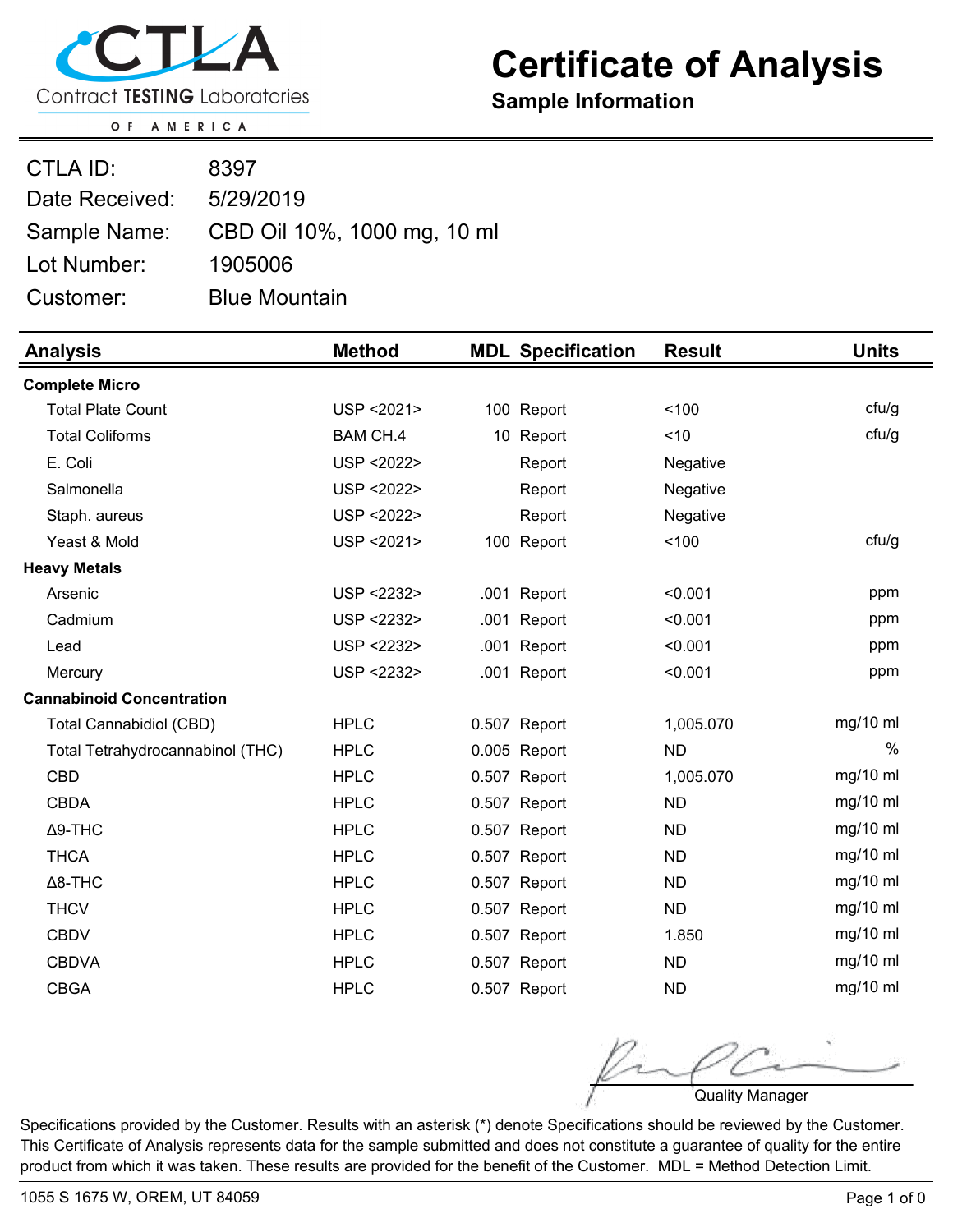CTLA
Contract TESTING Laboratories
OF AMERICA

# Certificate of Analysis

## Sample Information

| | |
|---|---|
| CTLA ID: | 8397 |
| Date Received: | 5/29/2019 |
| Sample Name: | CBD Oil 10%, 1000 mg, 10 ml |
| Lot Number: | 1905006 |
| Customer: | Blue Mountain |

| Analysis | Method | MDL | Specification | Result | Units |
|---|---|---|---|---|---|
| **Complete Micro** | | | | | |
| Total Plate Count | USP <2021> | 100 | Report | <100 | cfu/g |
| Total Coliforms | BAM CH.4 | 10 | Report | <10 | cfu/g |
| E. Coli | USP <2022> | | Report | Negative | |
| Salmonella | USP <2022> | | Report | Negative | |
| Staph. aureus | USP <2022> | | Report | Negative | |
| Yeast & Mold | USP <2021> | 100 | Report | <100 | cfu/g |
| **Heavy Metals** | | | | | |
| Arsenic | USP <2232> | .001 | Report | <0.001 | ppm |
| Cadmium | USP <2232> | .001 | Report | <0.001 | ppm |
| Lead | USP <2232> | .001 | Report | <0.001 | ppm |
| Mercury | USP <2232> | .001 | Report | <0.001 | ppm |
| **Cannabinoid Concentration** | | | | | |
| Total Cannabidiol (CBD) | HPLC | 0.507 | Report | 1,005.070 | mg/10 ml |
| Total Tetrahydrocannabinol (THC) | HPLC | 0.005 | Report | ND | % |
| CBD | HPLC | 0.507 | Report | 1,005.070 | mg/10 ml |
| CBDA | HPLC | 0.507 | Report | ND | mg/10 ml |
| Δ9-THC | HPLC | 0.507 | Report | ND | mg/10 ml |
| THCA | HPLC | 0.507 | Report | ND | mg/10 ml |
| Δ8-THC | HPLC | 0.507 | Report | ND | mg/10 ml |
| THCV | HPLC | 0.507 | Report | ND | mg/10 ml |
| CBDV | HPLC | 0.507 | Report | 1.850 | mg/10 ml |
| CBDVA | HPLC | 0.507 | Report | ND | mg/10 ml |
| CBGA | HPLC | 0.507 | Report | ND | mg/10 ml |

Quality Manager

Specifications provided by the Customer. Results with an asterisk (*) denote Specifications should be reviewed by the Customer. This Certificate of Analysis represents data for the sample submitted and does not constitute a guarantee of quality for the entire product from which it was taken. These results are provided for the benefit of the Customer. MDL = Method Detection Limit.

1055 S 1675 W, OREM, UT 84059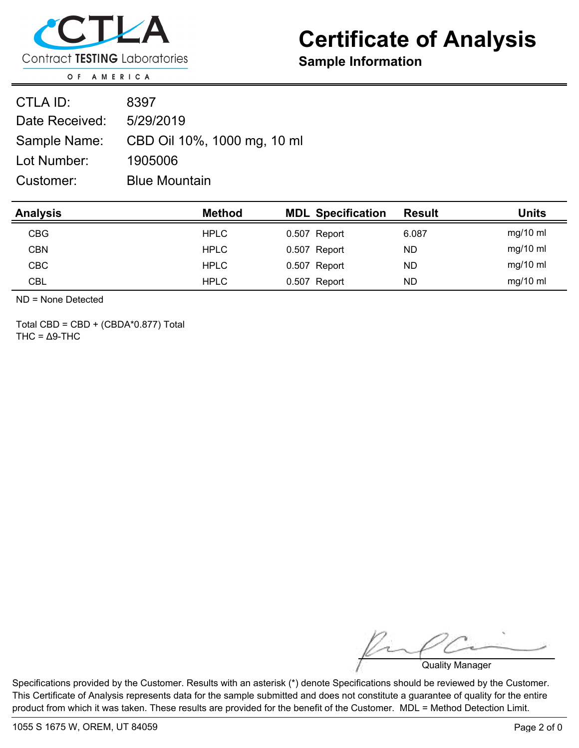# Certificate of Analysis

## Sample Information

CTLA ID: 8397
Date Received: 5/29/2019
Sample Name: CBD Oil 10%, 1000 mg, 10 ml
Lot Number: 1905006
Customer: Blue Mountain

| Analysis | Method | MDL | Specification | Result | Units |
|---|---|---|---|---|---|
| CBG | HPLC | 0.507 | Report | 6.087 | mg/10 ml |
| CBN | HPLC | 0.507 | Report | ND | mg/10 ml |
| CBC | HPLC | 0.507 | Report | ND | mg/10 ml |
| CBL | HPLC | 0.507 | Report | ND | mg/10 ml |

ND = None Detected

Total CBD = CBD + (CBDA*0.877) Total
THC = Δ9-THC

Quality Manager

Specifications provided by the Customer. Results with an asterisk (*) denote Specifications should be reviewed by the Customer. This Certificate of Analysis represents data for the sample submitted and does not constitute a guarantee of quality for the entire product from which it was taken. These results are provided for the benefit of the Customer. MDL = Method Detection Limit.

1055 S 1675 W, OREM, UT 84059